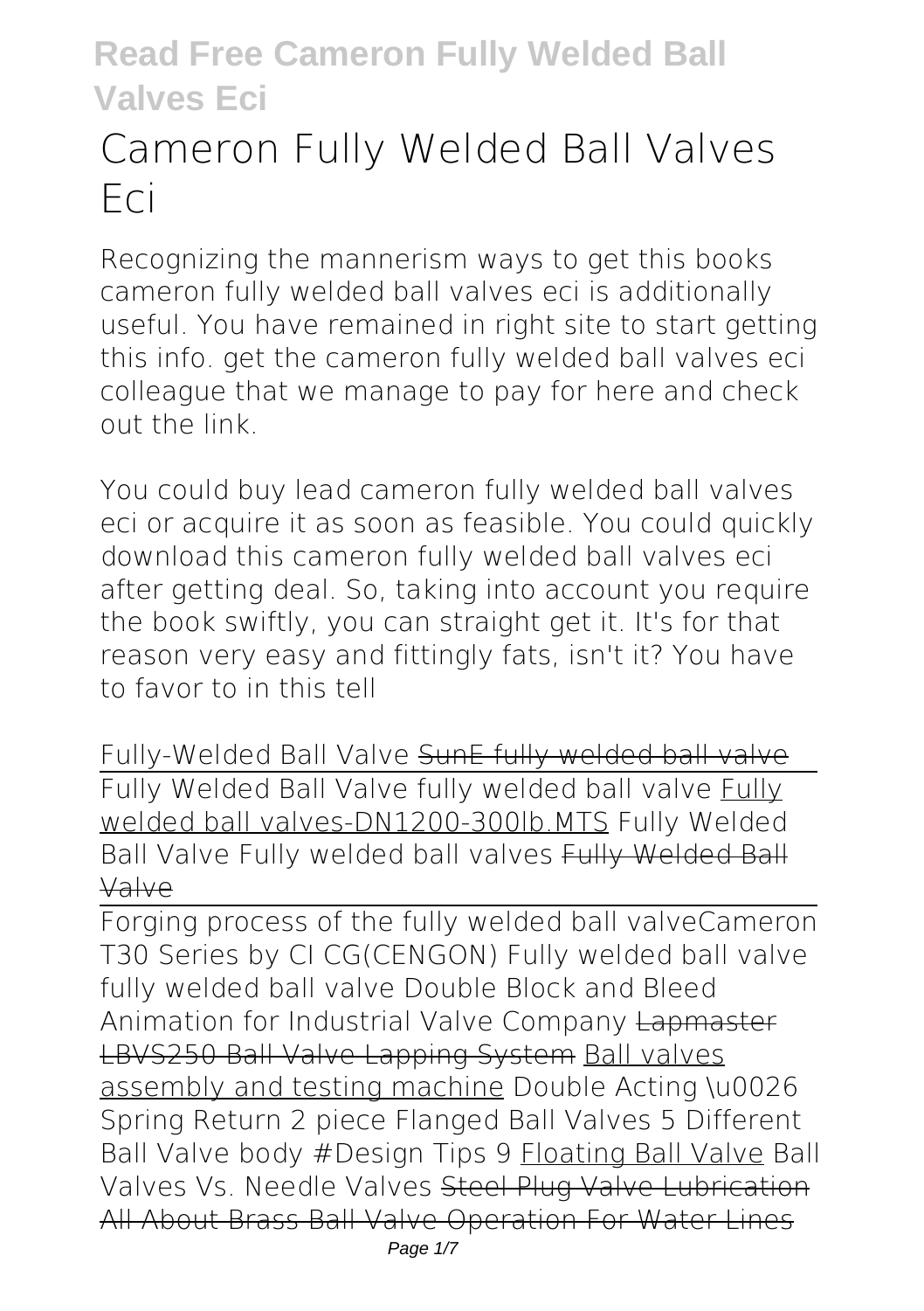# Cameron Fully Welded Ball Valves Eci

Recognizing the mannerism ways to get this books **cameron fully welded ball valves eci** is additionally useful. You have remained in right site to start getting this info. get the cameron fully welded ball valves eci colleague that we manage to pay for here and check out the link.

You could buy lead cameron fully welded ball valves eci or acquire it as soon as feasible. You could quickly download this cameron fully welded ball valves eci after getting deal. So, taking into account you require the book swiftly, you can straight get it. It's for that reason very easy and fittingly fats, isn't it? You have to favor to in this tell

Fully-Welded Ball Valve SunE fully welded ball valve
Fully Welded Ball Valve fully welded ball valve Fully welded ball valves-DN1200-300lb.MTS Fully Welded Ball Valve Fully welded ball valves Fully Welded Ball Valve

Forging process of the fully welded ball valve**Cameron T30 Series by CI** CG(CENGON) Fully welded ball valve *fully welded ball valve* Double Block and Bleed Animation for Industrial Valve Company Lapmaster LBVS250 Ball Valve Lapping System Ball valves assembly and testing machine *Double Acting \u0026 Spring Return 2 piece Flanged Ball Valves* 5 Different Ball Valve body #Design Tips 9 Floating Ball Valve *Ball Valves Vs. Needle Valves* Steel Plug Valve Lubrication All About Brass Ball Valve Operation For Water Lines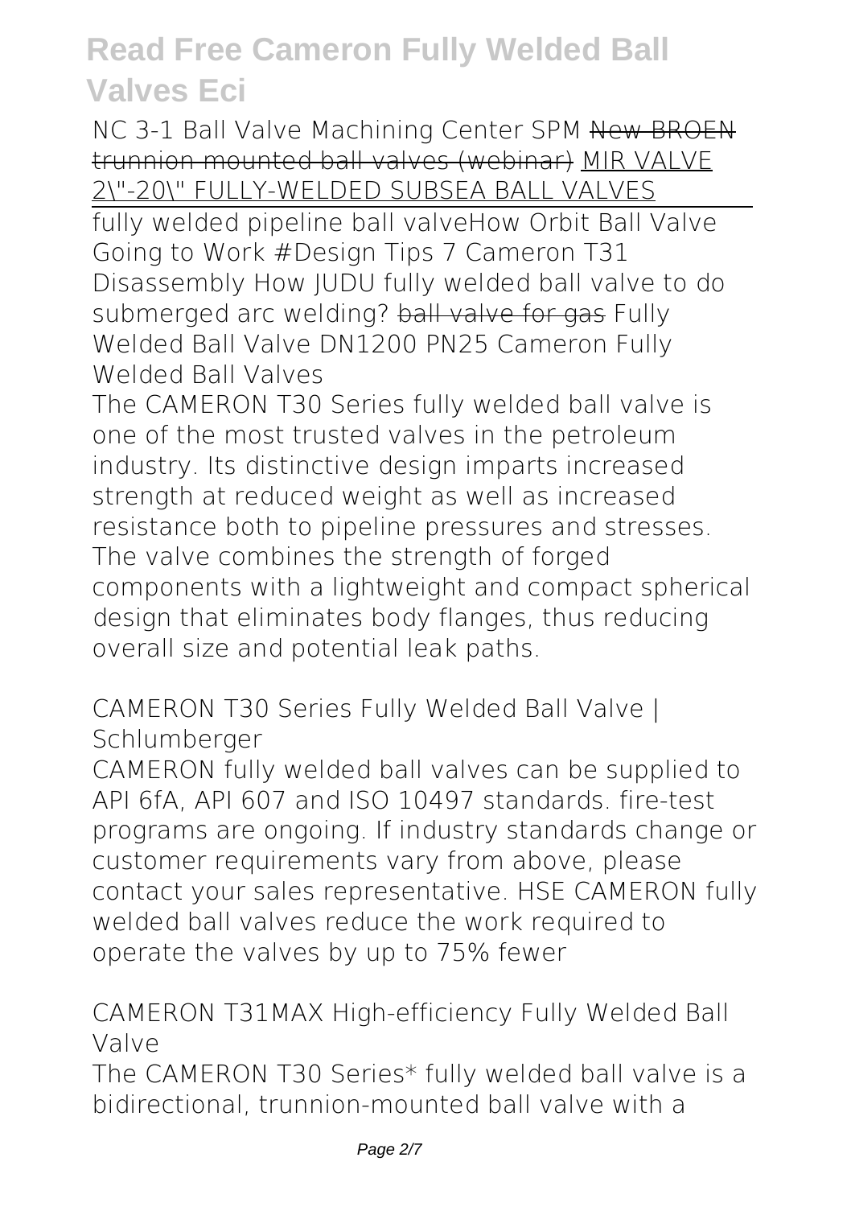NC 3-1 Ball Valve Machining Center SPM New BROEN trunnion mounted ball valves (webinar) MIR VALVE 2\"-20\" FULLY-WELDED SUBSEA BALL VALVES

fully welded pipeline ball valve*How Orbit Ball Valve Going to Work #Design Tips 7 Cameron T31 Disassembly How JUDU fully welded ball valve to do submerged arc welding?* ball valve for gas *Fully Welded Ball Valve DN1200 PN25 Cameron Fully Welded Ball Valves*

The CAMERON T30 Series fully welded ball valve is one of the most trusted valves in the petroleum industry. Its distinctive design imparts increased strength at reduced weight as well as increased resistance both to pipeline pressures and stresses. The valve combines the strength of forged components with a lightweight and compact spherical design that eliminates body flanges, thus reducing overall size and potential leak paths.

*CAMERON T30 Series Fully Welded Ball Valve | Schlumberger*

CAMERON fully welded ball valves can be supplied to API 6fA, API 607 and ISO 10497 standards. fire-test programs are ongoing. If industry standards change or customer requirements vary from above, please contact your sales representative. HSE CAMERON fully welded ball valves reduce the work required to operate the valves by up to 75% fewer

*CAMERON T31MAX High-efficiency Fully Welded Ball Valve*

The CAMERON T30 Series* fully welded ball valve is a bidirectional, trunnion-mounted ball valve with a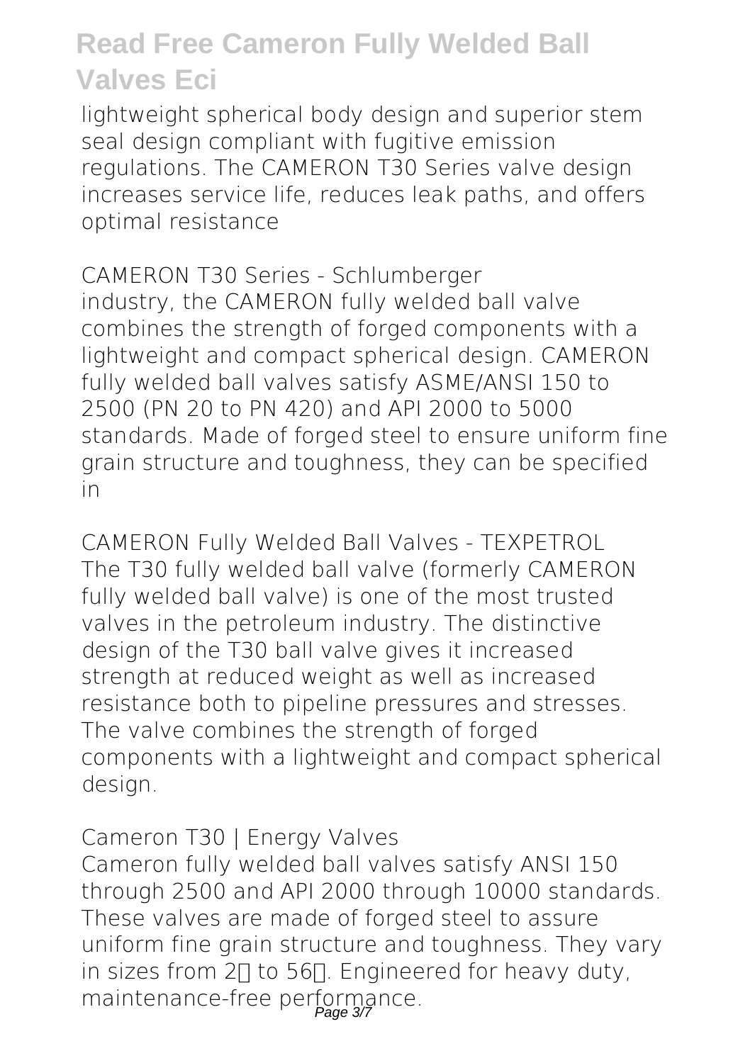lightweight spherical body design and superior stem seal design compliant with fugitive emission regulations. The CAMERON T30 Series valve design increases service life, reduces leak paths, and offers optimal resistance

CAMERON T30 Series - Schlumberger
industry, the CAMERON fully welded ball valve combines the strength of forged components with a lightweight and compact spherical design. CAMERON fully welded ball valves satisfy ASME/ANSI 150 to 2500 (PN 20 to PN 420) and API 2000 to 5000 standards. Made of forged steel to ensure uniform fine grain structure and toughness, they can be specified in

CAMERON Fully Welded Ball Valves - TEXPETROL
The T30 fully welded ball valve (formerly CAMERON fully welded ball valve) is one of the most trusted valves in the petroleum industry. The distinctive design of the T30 ball valve gives it increased strength at reduced weight as well as increased resistance both to pipeline pressures and stresses. The valve combines the strength of forged components with a lightweight and compact spherical design.

Cameron T30 | Energy Valves
Cameron fully welded ball valves satisfy ANSI 150 through 2500 and API 2000 through 10000 standards. These valves are made of forged steel to assure uniform fine grain structure and toughness. They vary in sizes from 2 to 56. Engineered for heavy duty, maintenance-free performance.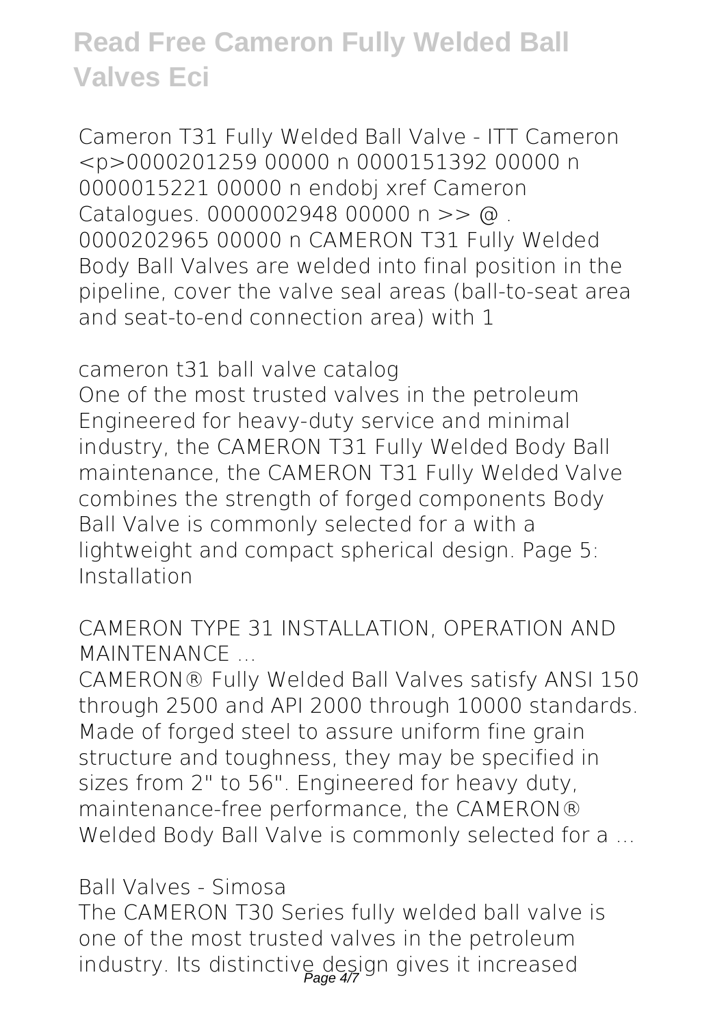## Read Free Cameron Fully Welded Ball Valves Eci

Cameron T31 Fully Welded Ball Valve - ITT Cameron <p>0000201259 00000 n 0000151392 00000 n 0000015221 00000 n endobj xref Cameron Catalogues. 0000002948 00000 n >> @ . 0000202965 00000 n CAMERON T31 Fully Welded Body Ball Valves are welded into final position in the pipeline, cover the valve seal areas (ball-to-seat area and seat-to-end connection area) with 1

*cameron t31 ball valve catalog*

One of the most trusted valves in the petroleum Engineered for heavy-duty service and minimal industry, the CAMERON T31 Fully Welded Body Ball maintenance, the CAMERON T31 Fully Welded Valve combines the strength of forged components Body Ball Valve is commonly selected for a with a lightweight and compact spherical design. Page 5: Installation

*CAMERON TYPE 31 INSTALLATION, OPERATION AND MAINTENANCE ...*

CAMERON® Fully Welded Ball Valves satisfy ANSI 150 through 2500 and API 2000 through 10000 standards. Made of forged steel to assure uniform fine grain structure and toughness, they may be specified in sizes from 2" to 56". Engineered for heavy duty, maintenance-free performance, the CAMERON® Welded Body Ball Valve is commonly selected for a ...

*Ball Valves - Simosa*

The CAMERON T30 Series fully welded ball valve is one of the most trusted valves in the petroleum industry. Its distinctive design gives it increased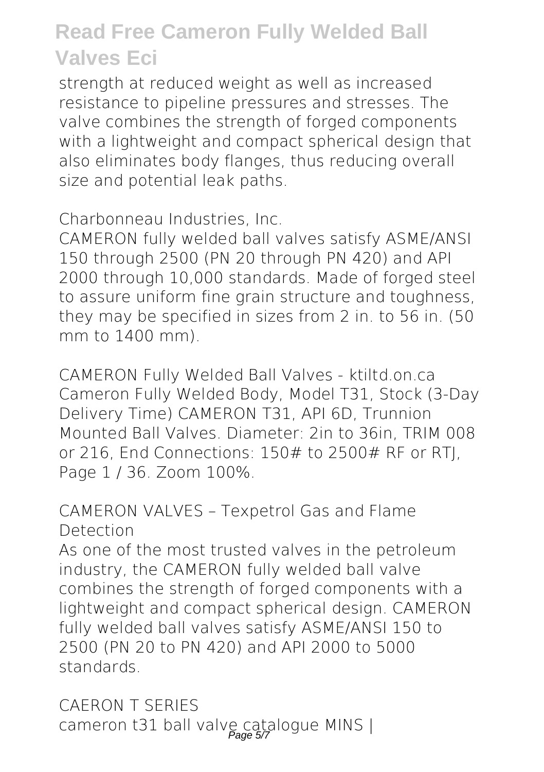strength at reduced weight as well as increased resistance to pipeline pressures and stresses. The valve combines the strength of forged components with a lightweight and compact spherical design that also eliminates body flanges, thus reducing overall size and potential leak paths.

*Charbonneau Industries, Inc.*

CAMERON fully welded ball valves satisfy ASME/ANSI 150 through 2500 (PN 20 through PN 420) and API 2000 through 10,000 standards. Made of forged steel to assure uniform fine grain structure and toughness, they may be specified in sizes from 2 in. to 56 in. (50 mm to 1400 mm).

*CAMERON Fully Welded Ball Valves - ktiltd.on.ca*

Cameron Fully Welded Body, Model T31, Stock (3-Day Delivery Time) CAMERON T31, API 6D, Trunnion Mounted Ball Valves. Diameter: 2in to 36in, TRIM 008 or 216, End Connections: 150# to 2500# RF or RTJ, Page 1 / 36. Zoom 100%.

*CAMERON VALVES – Texpetrol Gas and Flame Detection*

As one of the most trusted valves in the petroleum industry, the CAMERON fully welded ball valve combines the strength of forged components with a lightweight and compact spherical design. CAMERON fully welded ball valves satisfy ASME/ANSI 150 to 2500 (PN 20 to PN 420) and API 2000 to 5000 standards.

*CAERON T SERIES*

cameron t31 ball valve catalogue MINS |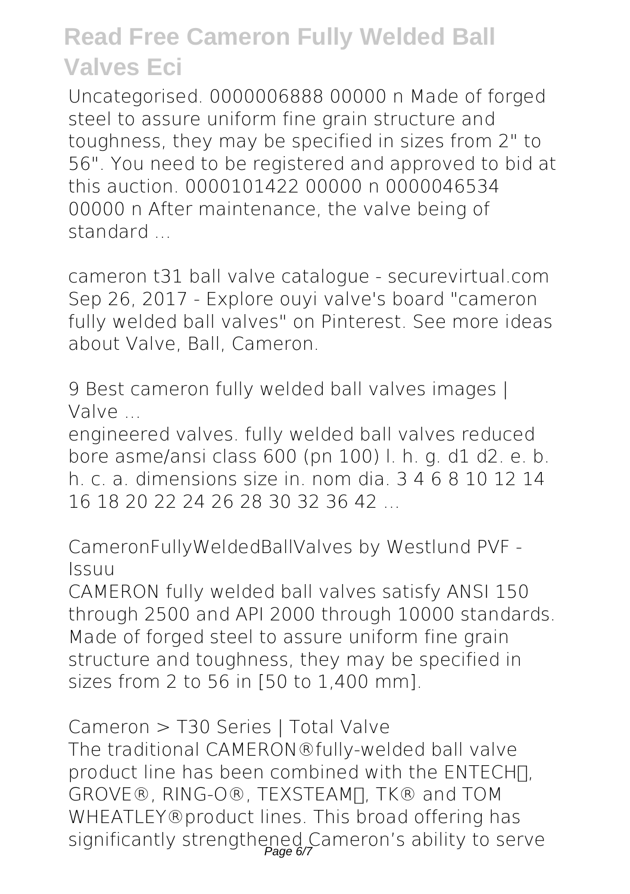Uncategorised. 0000006888 00000 n Made of forged steel to assure uniform fine grain structure and toughness, they may be specified in sizes from 2" to 56". You need to be registered and approved to bid at this auction. 0000101422 00000 n 0000046534 00000 n After maintenance, the valve being of standard ...

**cameron t31 ball valve catalogue - securevirtual.com**
Sep 26, 2017 - Explore ouyi valve's board "cameron fully welded ball valves" on Pinterest. See more ideas about Valve, Ball, Cameron.

**9 Best cameron fully welded ball valves images | Valve ...**
engineered valves. fully welded ball valves reduced bore asme/ansi class 600 (pn 100) l. h. g. d1 d2. e. b. h. c. a. dimensions size in. nom dia. 3 4 6 8 10 12 14 16 18 20 22 24 26 28 30 32 36 42 ...

**CameronFullyWeldedBallValves by Westlund PVF - Issuu**
CAMERON fully welded ball valves satisfy ANSI 150 through 2500 and API 2000 through 10000 standards. Made of forged steel to assure uniform fine grain structure and toughness, they may be specified in sizes from 2 to 56 in [50 to 1,400 mm].

**Cameron > T30 Series | Total Valve**
The traditional CAMERON®fully-welded ball valve product line has been combined with the ENTECH™, GROVE®, RING-O®, TEXSTEAM™, TK® and TOM WHEATLEY®product lines. This broad offering has significantly strengthened Cameron's ability to serve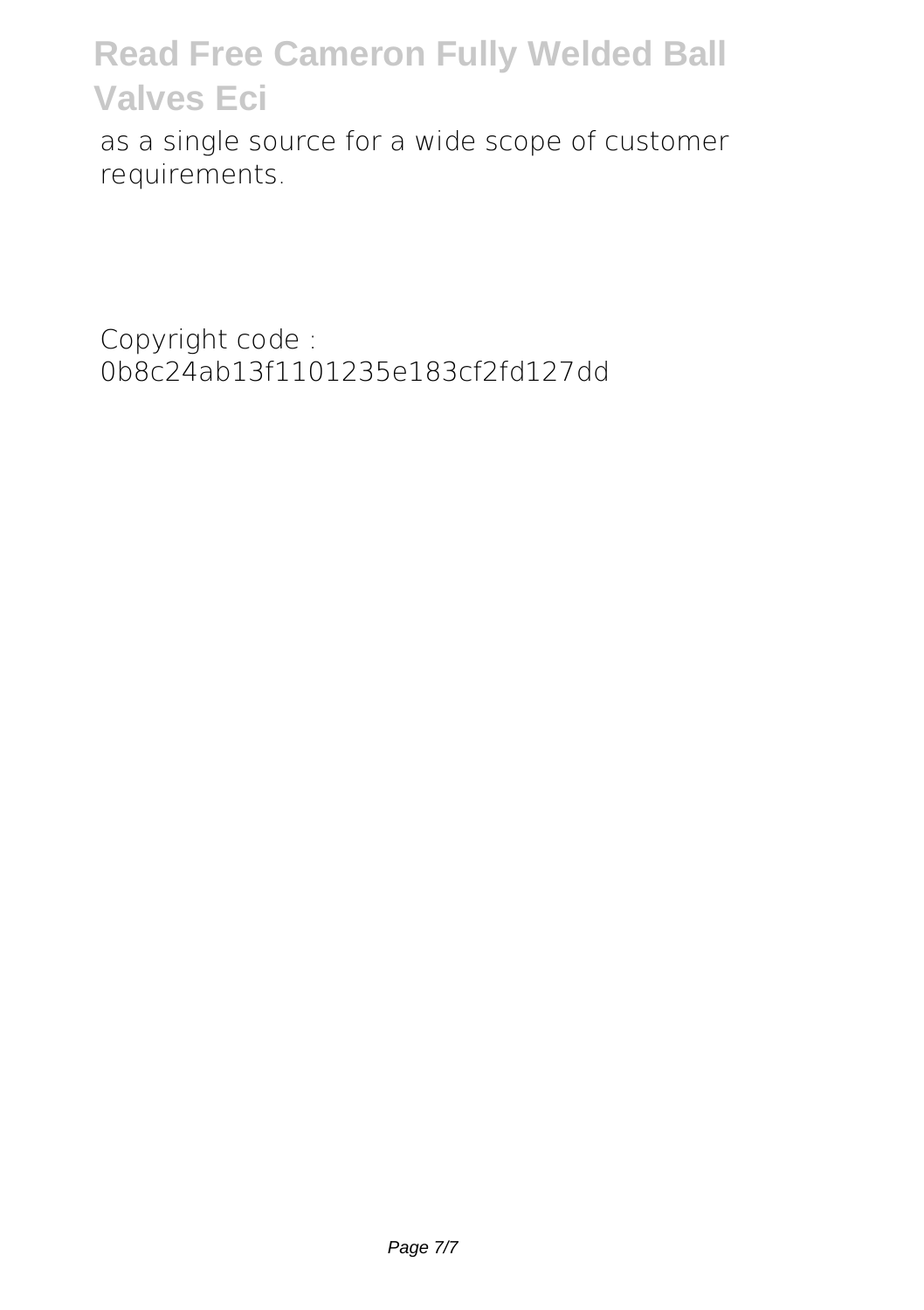as a single source for a wide scope of customer requirements.

Copyright code : 0b8c24ab13f1101235e183cf2fd127dd